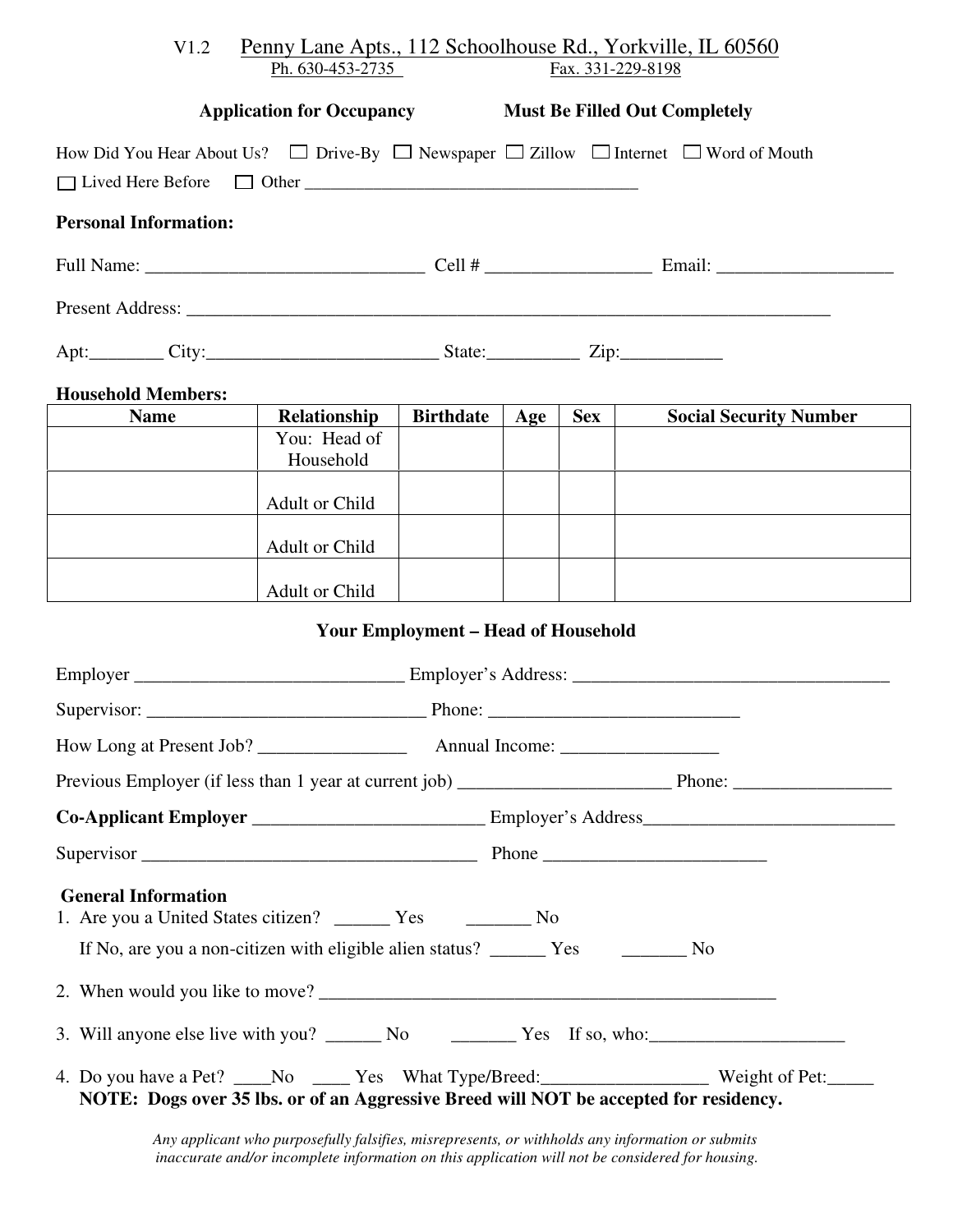V1.2 Penny Lane Apts., 112 Schoolhouse Rd., Yorkville, IL 60560

Ph. 630-453-2735 Fax. 331-229-8198

**Application for Occupancy** **Must Be Filled Out Completely**

How Did You Hear About Us? ☐ Drive-By ☐ Newspaper ☐ Zillow ☐ Internet ☐ Word of Mouth

☐ Lived Here Before ☐ Other ______________________________________

**Personal Information:**

Full Name: ______________________________ Cell # _________________ Email: __________________

Present Address: ________________________________________________________________________

Apt:________ City:_________________________ State:__________ Zip:___________

**Household Members:**

| Name | Relationship | Birthdate | Age | Sex | Social Security Number |
|---|---|---|---|---|---|
| | You: Head of Household | | | | |
| | Adult or Child | | | | |
| | Adult or Child | | | | |
| | Adult or Child | | | | |

**Your Employment – Head of Household**

Employer _____________________________ Employer's Address: __________________________________

Supervisor: ______________________________ Phone: __________________________

How Long at Present Job? ________________ Annual Income: ________________

Previous Employer (if less than 1 year at current job) _______________________ Phone: _________________

**Co-Applicant Employer** ________________________ Employer's Address___________________________

Supervisor ____________________________________ Phone ________________________

**General Information**

1. Are you a United States citizen? ______ Yes _______ No

   If No, are you a non-citizen with eligible alien status? ______ Yes _______ No

2. When would you like to move? ___________________________________________________

3. Will anyone else live with you? ______ No _______ Yes If so, who:_____________________

4. Do you have a Pet? ____No ____ Yes What Type/Breed:__________________ Weight of Pet:_____
   **NOTE: Dogs over 35 lbs. or of an Aggressive Breed will NOT be accepted for residency.**

*Any applicant who purposefully falsifies, misrepresents, or withholds any information or submits inaccurate and/or incomplete information on this application will not be considered for housing.*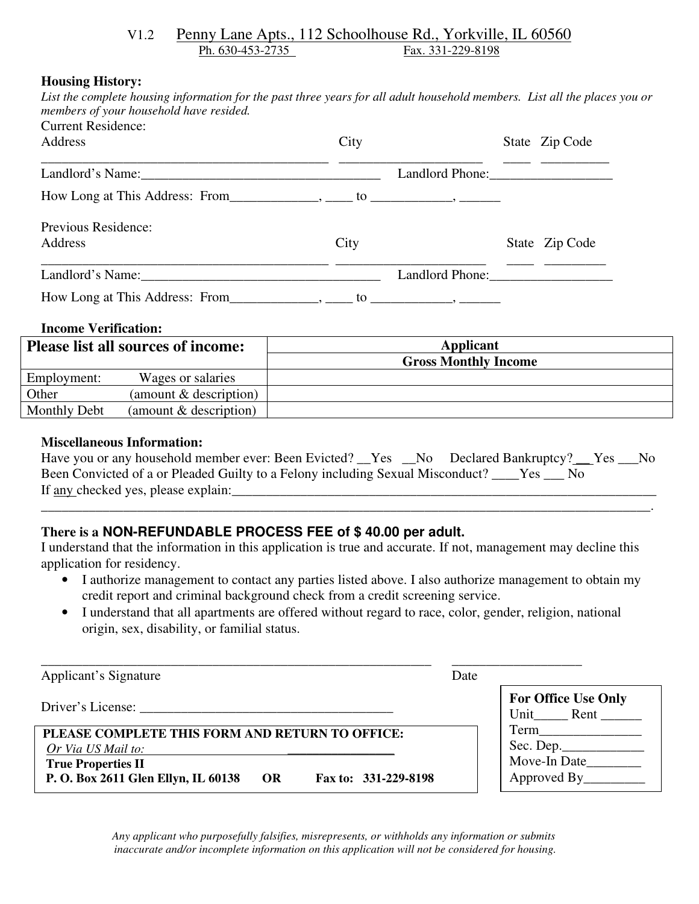V1.2 Penny Lane Apts., 112 Schoolhouse Rd., Yorkville, IL 60560
Ph. 630-453-2735 Fax. 331-229-8198

**Housing History:**

*List the complete housing information for the past three years for all adult household members. List all the places you or members of your household have resided.*

Current Residence:

Address _______________ City _______________ State ____ Zip Code __________

Landlord's Name:_______________ Landlord Phone:_______________

How Long at This Address: From_____________, ____ to ____________, ______

Previous Residence:

Address _______________ City _______________ State ____ Zip Code __________

Landlord's Name:_______________ Landlord Phone:_______________

How Long at This Address: From_____________, ____ to ____________, ______

**Income Verification:**

| Please list all sources of income: | Applicant |
|---|---|
| | **Gross Monthly Income** |
| Employment: Wages or salaries | |
| Other (amount & description) | |
| Monthly Debt (amount & description) | |

**Miscellaneous Information:**

Have you or any household member ever: Been Evicted? __Yes __No Declared Bankruptcy?___Yes ___No

Been Convicted of a or Pleaded Guilty to a Felony including Sexual Misconduct? ____Yes ___ No

If any checked yes, please explain:_______________________________________________

_______________________________________________________________________________.

**There is a NON-REFUNDABLE PROCESS FEE of $ 40.00 per adult.**

I understand that the information in this application is true and accurate. If not, management may decline this application for residency.

- I authorize management to contact any parties listed above. I also authorize management to obtain my credit report and criminal background check from a credit screening service.
- I understand that all apartments are offered without regard to race, color, gender, religion, national origin, sex, disability, or familial status.

_______________________________________________ ____________________

Applicant's Signature Date

Driver's License: ____________________________________

**PLEASE COMPLETE THIS FORM AND RETURN TO OFFICE:**
*Or Via US Mail to:*
**True Properties II**
**P. O. Box 2611 Glen Ellyn, IL 60138 OR Fax to: 331-229-8198**

**For Office Use Only**
Unit_____ Rent ______
Term_______________
Sec. Dep.____________
Move-In Date________
Approved By_________

*Any applicant who purposefully falsifies, misrepresents, or withholds any information or submits inaccurate and/or incomplete information on this application will not be considered for housing.*